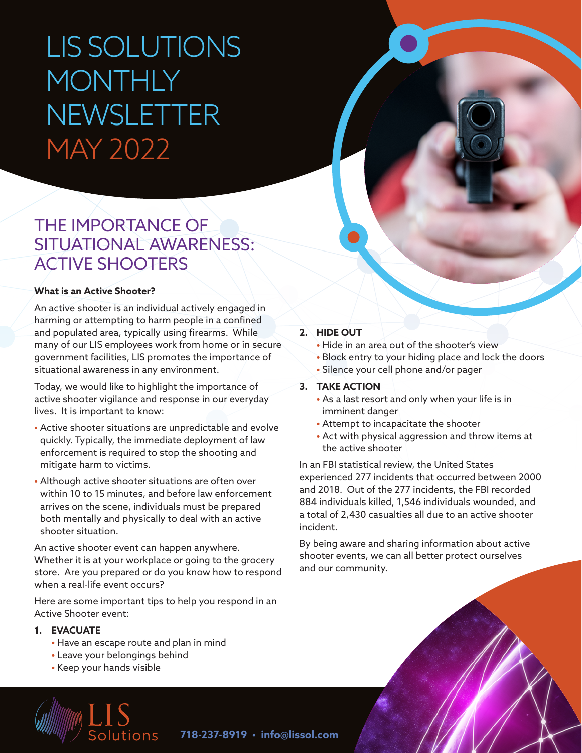# LIS SOLUTIONS MONTHLY NEWSLETTER MAY 2022

## THE IMPORTANCE OF SITUATIONAL AWARENESS: ACTIVE SHOOTERS

**What is an Active Shooter?**

An active shooter is an individual actively engaged in harming or attempting to harm people in a confined and populated area, typically using firearms. While many of our LIS employees work from home or in secure government facilities, LIS promotes the importance of situational awareness in any environment.

Today, we would like to highlight the importance of active shooter vigilance and response in our everyday lives. It is important to know:

- Active shooter situations are unpredictable and evolve quickly. Typically, the immediate deployment of law enforcement is required to stop the shooting and mitigate harm to victims.
- Although active shooter situations are often over within 10 to 15 minutes, and before law enforcement arrives on the scene, individuals must be prepared both mentally and physically to deal with an active shooter situation.

An active shooter event can happen anywhere. Whether it is at your workplace or going to the grocery store. Are you prepared or do you know how to respond when a real-life event occurs?

Here are some important tips to help you respond in an Active Shooter event:

1. **EVACUATE**
   - Have an escape route and plan in mind
   - Leave your belongings behind
   - Keep your hands visible
2. **HIDE OUT**
   - Hide in an area out of the shooter's view
   - Block entry to your hiding place and lock the doors
   - Silence your cell phone and/or pager
3. **TAKE ACTION**
   - As a last resort and only when your life is in imminent danger
   - Attempt to incapacitate the shooter
   - Act with physical aggression and throw items at the active shooter

In an FBI statistical review, the United States experienced 277 incidents that occurred between 2000 and 2018. Out of the 277 incidents, the FBI recorded 884 individuals killed, 1,546 individuals wounded, and a total of 2,430 casualties all due to an active shooter incident.

By being aware and sharing information about active shooter events, we can all better protect ourselves and our community.

LIS Solutions

718-237-8919 • info@lissol.com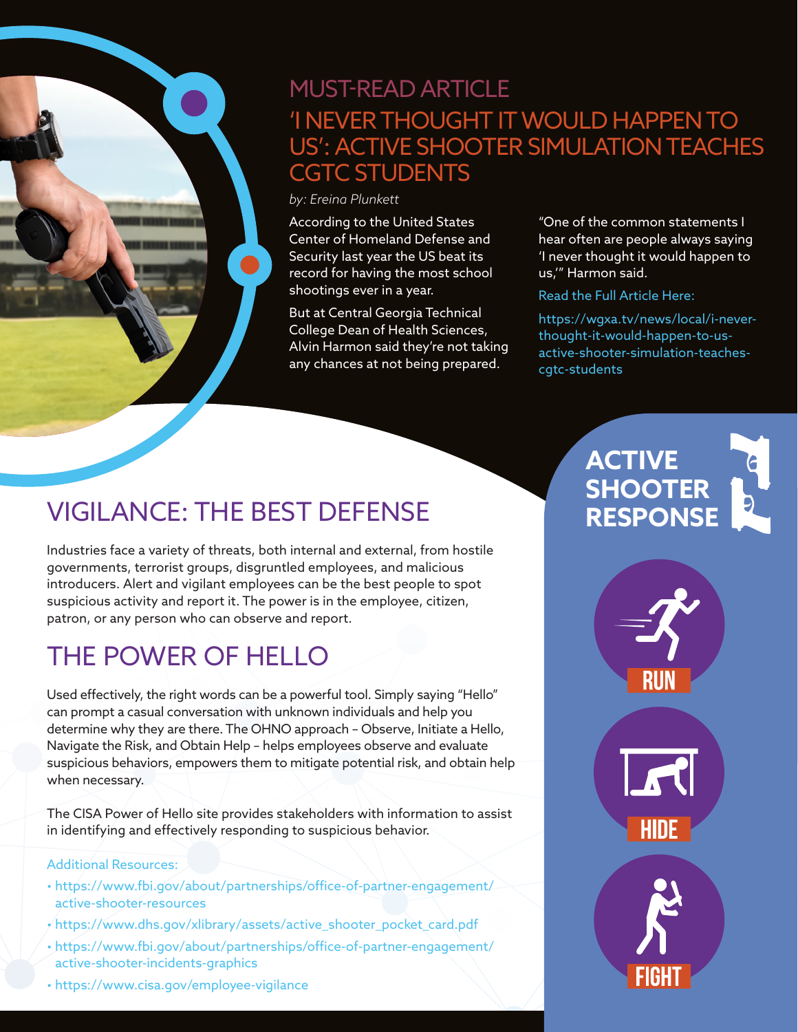## MUST-READ ARTICLE

# 'I NEVER THOUGHT IT WOULD HAPPEN TO US': ACTIVE SHOOTER SIMULATION TEACHES CGTC STUDENTS

*by: Ereina Plunkett*

According to the United States Center of Homeland Defense and Security last year the US beat its record for having the most school shootings ever in a year.

But at Central Georgia Technical College Dean of Health Sciences, Alvin Harmon said they're not taking any chances at not being prepared.

"One of the common statements I hear often are people always saying 'I never thought it would happen to us,'" Harmon said.

Read the Full Article Here:

https://wgxa.tv/news/local/i-never-thought-it-would-happen-to-us-active-shooter-simulation-teaches-cgtc-students

# VIGILANCE: THE BEST DEFENSE

Industries face a variety of threats, both internal and external, from hostile governments, terrorist groups, disgruntled employees, and malicious introducers. Alert and vigilant employees can be the best people to spot suspicious activity and report it. The power is in the employee, citizen, patron, or any person who can observe and report.

# THE POWER OF HELLO

Used effectively, the right words can be a powerful tool. Simply saying "Hello" can prompt a casual conversation with unknown individuals and help you determine why they are there. The OHNO approach – Observe, Initiate a Hello, Navigate the Risk, and Obtain Help – helps employees observe and evaluate suspicious behaviors, empowers them to mitigate potential risk, and obtain help when necessary.

The CISA Power of Hello site provides stakeholders with information to assist in identifying and effectively responding to suspicious behavior.

Additional Resources:

- https://www.fbi.gov/about/partnerships/office-of-partner-engagement/active-shooter-resources
- https://www.dhs.gov/xlibrary/assets/active_shooter_pocket_card.pdf
- https://www.fbi.gov/about/partnerships/office-of-partner-engagement/active-shooter-incidents-graphics
- https://www.cisa.gov/employee-vigilance

## ACTIVE SHOOTER RESPONSE

RUN

HIDE

FIGHT